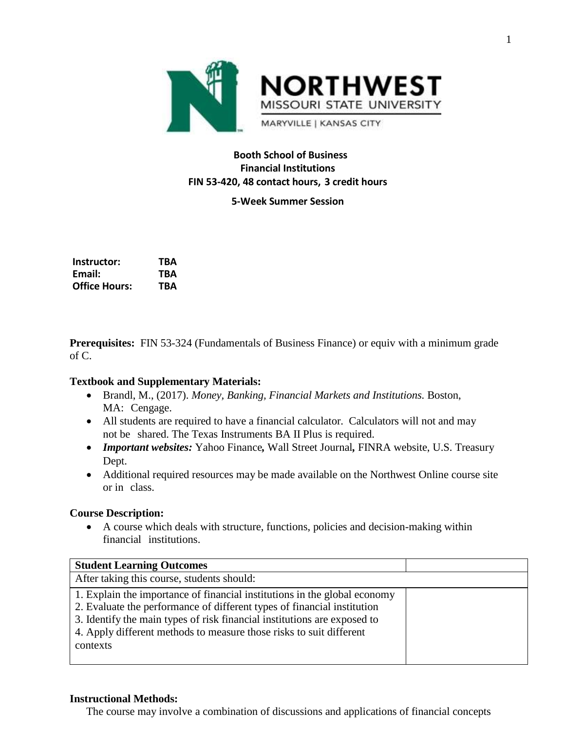**Booth School of Business**
**Financial Institutions**
**FIN 53-420, 48 contact hours, 3 credit hours**

**5-Week Summer Session**

**Instructor:** TBA
**Email:** TBA
**Office Hours:** TBA

**Prerequisites:** FIN 53-324 (Fundamentals of Business Finance) or equiv with a minimum grade of C.

**Textbook and Supplementary Materials:**

- Brandl, M., (2017). *Money, Banking, Financial Markets and Institutions.* Boston, MA: Cengage.
- All students are required to have a financial calculator. Calculators will not and may not be shared. The Texas Instruments BA II Plus is required.
- ***Important websites:*** Yahoo Finance***,*** Wall Street Journal***,*** FINRA website, U.S. Treasury Dept.
- Additional required resources may be made available on the Northwest Online course site or in class.

**Course Description:**

- A course which deals with structure, functions, policies and decision-making within financial institutions.

| **Student Learning Outcomes** | |
|---|---|
| After taking this course, students should: | |
| 1. Explain the importance of financial institutions in the global economy<br>2. Evaluate the performance of different types of financial institution<br>3. Identify the main types of risk financial institutions are exposed to<br>4. Apply different methods to measure those risks to suit different contexts | |

**Instructional Methods:**

The course may involve a combination of discussions and applications of financial concepts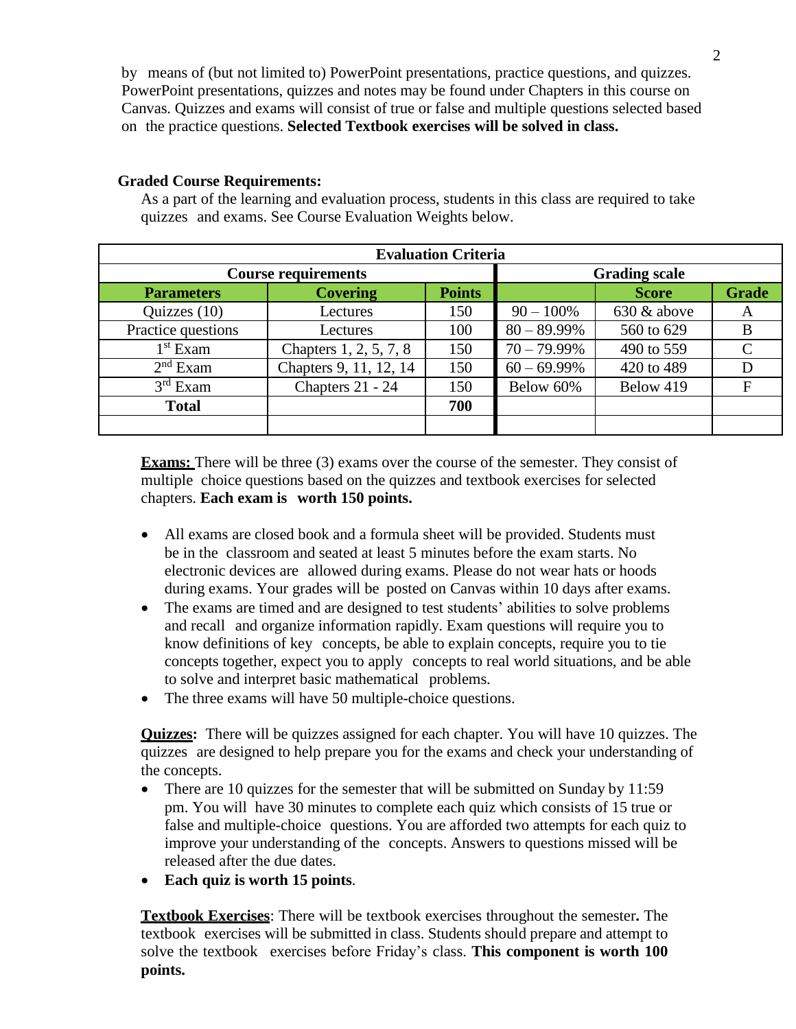by means of (but not limited to) PowerPoint presentations, practice questions, and quizzes. PowerPoint presentations, quizzes and notes may be found under Chapters in this course on Canvas. Quizzes and exams will consist of true or false and multiple questions selected based on the practice questions. **Selected Textbook exercises will be solved in class.**

**Graded Course Requirements:**

As a part of the learning and evaluation process, students in this class are required to take quizzes and exams. See Course Evaluation Weights below.

| Evaluation Criteria | | | | | |
|---|---|---|---|---|---|
| Course requirements | | | Grading scale | | |
| **Parameters** | **Covering** | **Points** | | **Score** | **Grade** |
| Quizzes (10) | Lectures | 150 | 90 – 100% | 630 & above | A |
| Practice questions | Lectures | 100 | 80 – 89.99% | 560 to 629 | B |
| 1st Exam | Chapters 1, 2, 5, 7, 8 | 150 | 70 – 79.99% | 490 to 559 | C |
| 2nd Exam | Chapters 9, 11, 12, 14 | 150 | 60 – 69.99% | 420 to 489 | D |
| 3rd Exam | Chapters 21 - 24 | 150 | Below 60% | Below 419 | F |
| **Total** | | **700** | | | |
| | | | | | |

**Exams:** There will be three (3) exams over the course of the semester. They consist of multiple choice questions based on the quizzes and textbook exercises for selected chapters. **Each exam is worth 150 points.**

- All exams are closed book and a formula sheet will be provided. Students must be in the classroom and seated at least 5 minutes before the exam starts. No electronic devices are allowed during exams. Please do not wear hats or hoods during exams. Your grades will be posted on Canvas within 10 days after exams.
- The exams are timed and are designed to test students' abilities to solve problems and recall and organize information rapidly. Exam questions will require you to know definitions of key concepts, be able to explain concepts, require you to tie concepts together, expect you to apply concepts to real world situations, and be able to solve and interpret basic mathematical problems.
- The three exams will have 50 multiple-choice questions.

**Quizzes:** There will be quizzes assigned for each chapter. You will have 10 quizzes. The quizzes are designed to help prepare you for the exams and check your understanding of the concepts.

- There are 10 quizzes for the semester that will be submitted on Sunday by 11:59 pm. You will have 30 minutes to complete each quiz which consists of 15 true or false and multiple-choice questions. You are afforded two attempts for each quiz to improve your understanding of the concepts. Answers to questions missed will be released after the due dates.
- **Each quiz is worth 15 points**.

**Textbook Exercises**: There will be textbook exercises throughout the semester**.** The textbook exercises will be submitted in class. Students should prepare and attempt to solve the textbook exercises before Friday's class. **This component is worth 100 points.**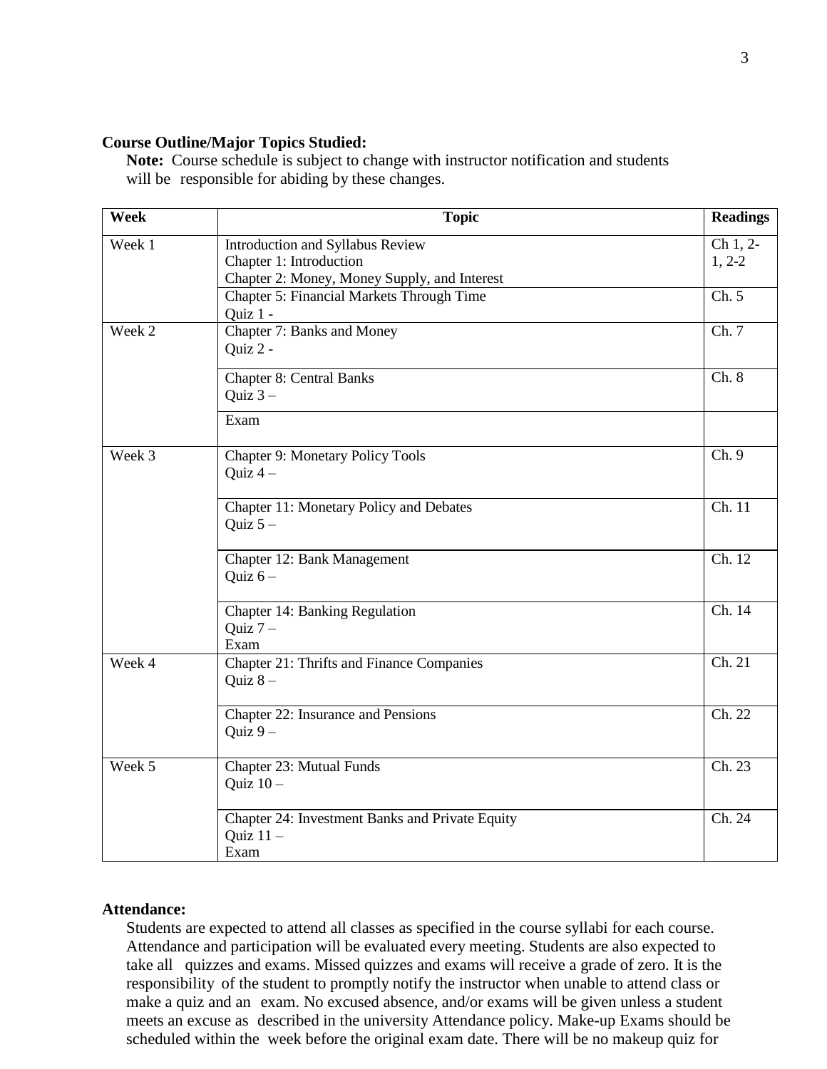**Course Outline/Major Topics Studied:**

**Note:** Course schedule is subject to change with instructor notification and students will be responsible for abiding by these changes.

| Week | Topic | Readings |
|---|---|---|
| Week 1 | Introduction and Syllabus Review<br>Chapter 1: Introduction<br>Chapter 2: Money, Money Supply, and Interest | Ch 1, 2-1, 2-2 |
| | Chapter 5: Financial Markets Through Time<br>Quiz 1 - | Ch. 5 |
| Week 2 | Chapter 7: Banks and Money<br>Quiz 2 - | Ch. 7 |
| | Chapter 8: Central Banks<br>Quiz 3 – | Ch. 8 |
| | Exam | |
| Week 3 | Chapter 9: Monetary Policy Tools<br>Quiz 4 – | Ch. 9 |
| | Chapter 11: Monetary Policy and Debates<br>Quiz 5 – | Ch. 11 |
| | Chapter 12: Bank Management<br>Quiz 6 – | Ch. 12 |
| | Chapter 14: Banking Regulation<br>Quiz 7 –<br>Exam | Ch. 14 |
| Week 4 | Chapter 21: Thrifts and Finance Companies<br>Quiz 8 – | Ch. 21 |
| | Chapter 22: Insurance and Pensions<br>Quiz 9 – | Ch. 22 |
| Week 5 | Chapter 23: Mutual Funds<br>Quiz 10 – | Ch. 23 |
| | Chapter 24: Investment Banks and Private Equity<br>Quiz 11 –<br>Exam | Ch. 24 |

**Attendance:**

Students are expected to attend all classes as specified in the course syllabi for each course. Attendance and participation will be evaluated every meeting. Students are also expected to take all quizzes and exams. Missed quizzes and exams will receive a grade of zero. It is the responsibility of the student to promptly notify the instructor when unable to attend class or make a quiz and an exam. No excused absence, and/or exams will be given unless a student meets an excuse as described in the university Attendance policy. Make-up Exams should be scheduled within the week before the original exam date. There will be no makeup quiz for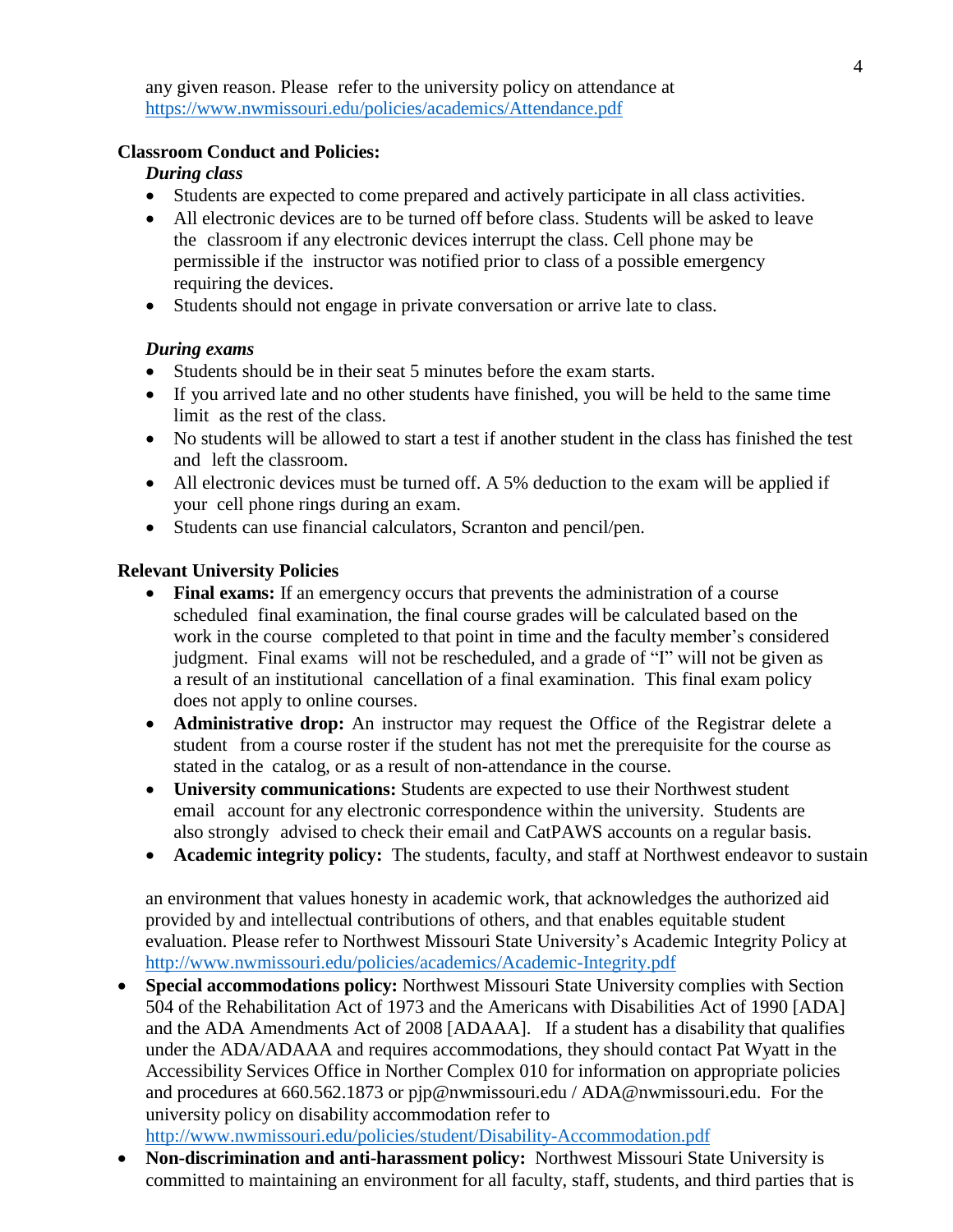any given reason. Please refer to the university policy on attendance at https://www.nwmissouri.edu/policies/academics/Attendance.pdf

**Classroom Conduct and Policies:**

*During class*

- Students are expected to come prepared and actively participate in all class activities.
- All electronic devices are to be turned off before class. Students will be asked to leave the classroom if any electronic devices interrupt the class. Cell phone may be permissible if the instructor was notified prior to class of a possible emergency requiring the devices.
- Students should not engage in private conversation or arrive late to class.

*During exams*

- Students should be in their seat 5 minutes before the exam starts.
- If you arrived late and no other students have finished, you will be held to the same time limit as the rest of the class.
- No students will be allowed to start a test if another student in the class has finished the test and left the classroom.
- All electronic devices must be turned off. A 5% deduction to the exam will be applied if your cell phone rings during an exam.
- Students can use financial calculators, Scranton and pencil/pen.

**Relevant University Policies**

- **Final exams:** If an emergency occurs that prevents the administration of a course scheduled final examination, the final course grades will be calculated based on the work in the course completed to that point in time and the faculty member's considered judgment. Final exams will not be rescheduled, and a grade of "I" will not be given as a result of an institutional cancellation of a final examination. This final exam policy does not apply to online courses.
- **Administrative drop:** An instructor may request the Office of the Registrar delete a student from a course roster if the student has not met the prerequisite for the course as stated in the catalog, or as a result of non-attendance in the course.
- **University communications:** Students are expected to use their Northwest student email account for any electronic correspondence within the university. Students are also strongly advised to check their email and CatPAWS accounts on a regular basis.
- **Academic integrity policy:** The students, faculty, and staff at Northwest endeavor to sustain

  an environment that values honesty in academic work, that acknowledges the authorized aid provided by and intellectual contributions of others, and that enables equitable student evaluation. Please refer to Northwest Missouri State University's Academic Integrity Policy at http://www.nwmissouri.edu/policies/academics/Academic-Integrity.pdf

- **Special accommodations policy:** Northwest Missouri State University complies with Section 504 of the Rehabilitation Act of 1973 and the Americans with Disabilities Act of 1990 [ADA] and the ADA Amendments Act of 2008 [ADAAA]. If a student has a disability that qualifies under the ADA/ADAAA and requires accommodations, they should contact Pat Wyatt in the Accessibility Services Office in Norther Complex 010 for information on appropriate policies and procedures at 660.562.1873 or pjp@nwmissouri.edu / ADA@nwmissouri.edu. For the university policy on disability accommodation refer to http://www.nwmissouri.edu/policies/student/Disability-Accommodation.pdf
- **Non-discrimination and anti-harassment policy:** Northwest Missouri State University is committed to maintaining an environment for all faculty, staff, students, and third parties that is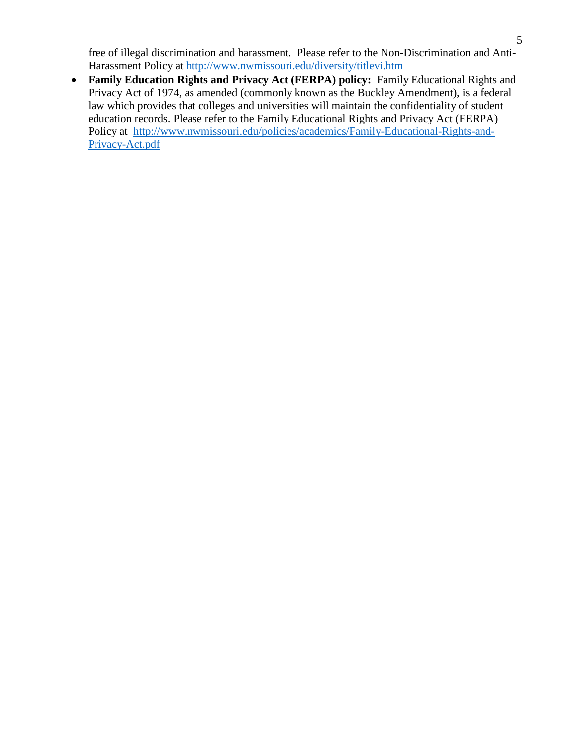free of illegal discrimination and harassment. Please refer to the Non-Discrimination and Anti-Harassment Policy at http://www.nwmissouri.edu/diversity/titlevi.htm

- **Family Education Rights and Privacy Act (FERPA) policy:** Family Educational Rights and Privacy Act of 1974, as amended (commonly known as the Buckley Amendment), is a federal law which provides that colleges and universities will maintain the confidentiality of student education records. Please refer to the Family Educational Rights and Privacy Act (FERPA) Policy at http://www.nwmissouri.edu/policies/academics/Family-Educational-Rights-and-Privacy-Act.pdf